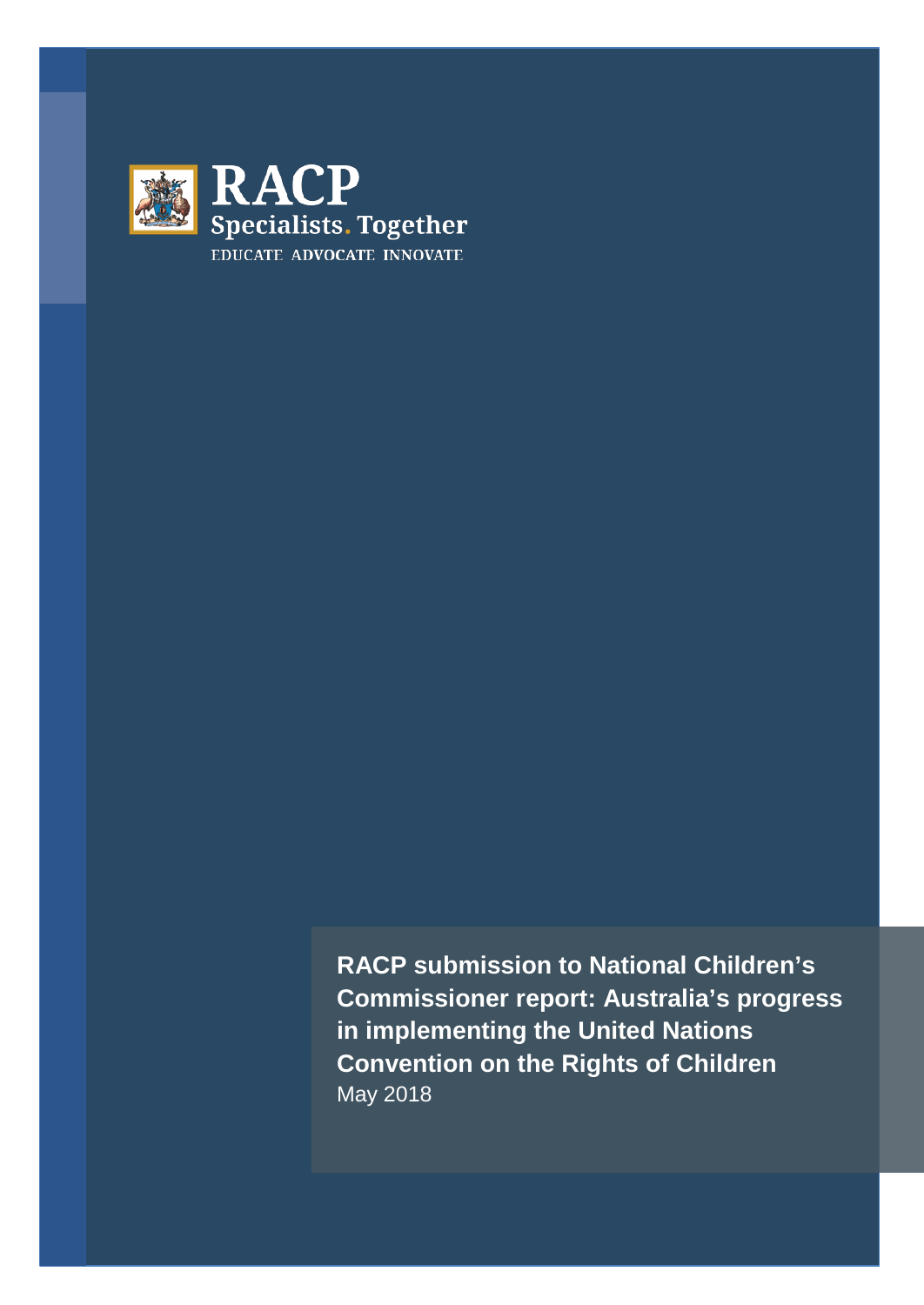RACP
Specialists. Together
EDUCATE ADVOCATE INNOVATE

# RACP submission to National Children's Commissioner report: Australia's progress in implementing the United Nations Convention on the Rights of Children

May 2018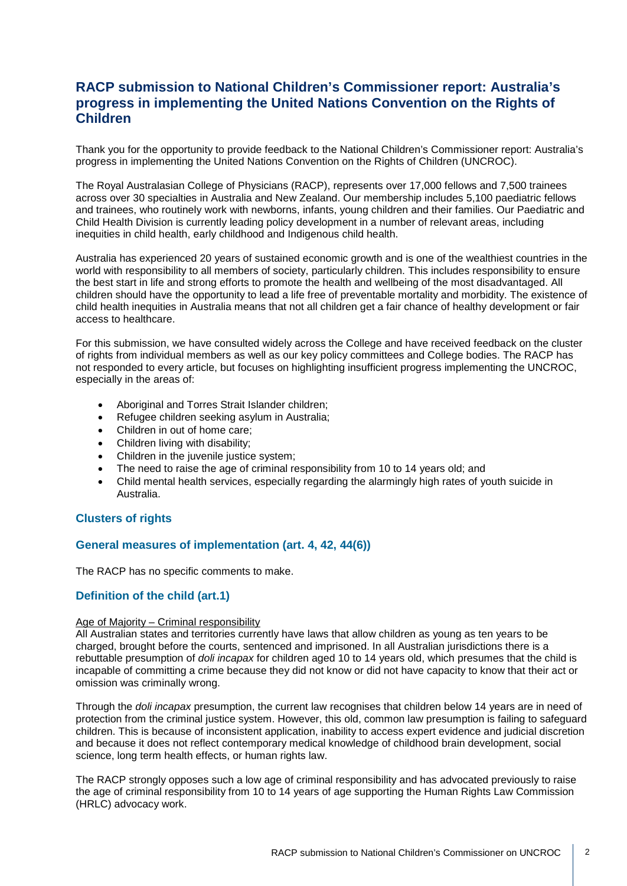## RACP submission to National Children's Commissioner report: Australia's progress in implementing the United Nations Convention on the Rights of Children

Thank you for the opportunity to provide feedback to the National Children's Commissioner report: Australia's progress in implementing the United Nations Convention on the Rights of Children (UNCROC).

The Royal Australasian College of Physicians (RACP), represents over 17,000 fellows and 7,500 trainees across over 30 specialties in Australia and New Zealand. Our membership includes 5,100 paediatric fellows and trainees, who routinely work with newborns, infants, young children and their families. Our Paediatric and Child Health Division is currently leading policy development in a number of relevant areas, including inequities in child health, early childhood and Indigenous child health.

Australia has experienced 20 years of sustained economic growth and is one of the wealthiest countries in the world with responsibility to all members of society, particularly children. This includes responsibility to ensure the best start in life and strong efforts to promote the health and wellbeing of the most disadvantaged. All children should have the opportunity to lead a life free of preventable mortality and morbidity. The existence of child health inequities in Australia means that not all children get a fair chance of healthy development or fair access to healthcare.

For this submission, we have consulted widely across the College and have received feedback on the cluster of rights from individual members as well as our key policy committees and College bodies. The RACP has not responded to every article, but focuses on highlighting insufficient progress implementing the UNCROC, especially in the areas of:

- Aboriginal and Torres Strait Islander children;
- Refugee children seeking asylum in Australia;
- Children in out of home care;
- Children living with disability;
- Children in the juvenile justice system;
- The need to raise the age of criminal responsibility from 10 to 14 years old; and
- Child mental health services, especially regarding the alarmingly high rates of youth suicide in Australia.

### Clusters of rights

### General measures of implementation (art. 4, 42, 44(6))

The RACP has no specific comments to make.

### Definition of the child (art.1)

Age of Majority – Criminal responsibility

All Australian states and territories currently have laws that allow children as young as ten years to be charged, brought before the courts, sentenced and imprisoned. In all Australian jurisdictions there is a rebuttable presumption of *doli incapax* for children aged 10 to 14 years old, which presumes that the child is incapable of committing a crime because they did not know or did not have capacity to know that their act or omission was criminally wrong.

Through the *doli incapax* presumption, the current law recognises that children below 14 years are in need of protection from the criminal justice system. However, this old, common law presumption is failing to safeguard children. This is because of inconsistent application, inability to access expert evidence and judicial discretion and because it does not reflect contemporary medical knowledge of childhood brain development, social science, long term health effects, or human rights law.

The RACP strongly opposes such a low age of criminal responsibility and has advocated previously to raise the age of criminal responsibility from 10 to 14 years of age supporting the Human Rights Law Commission (HRLC) advocacy work.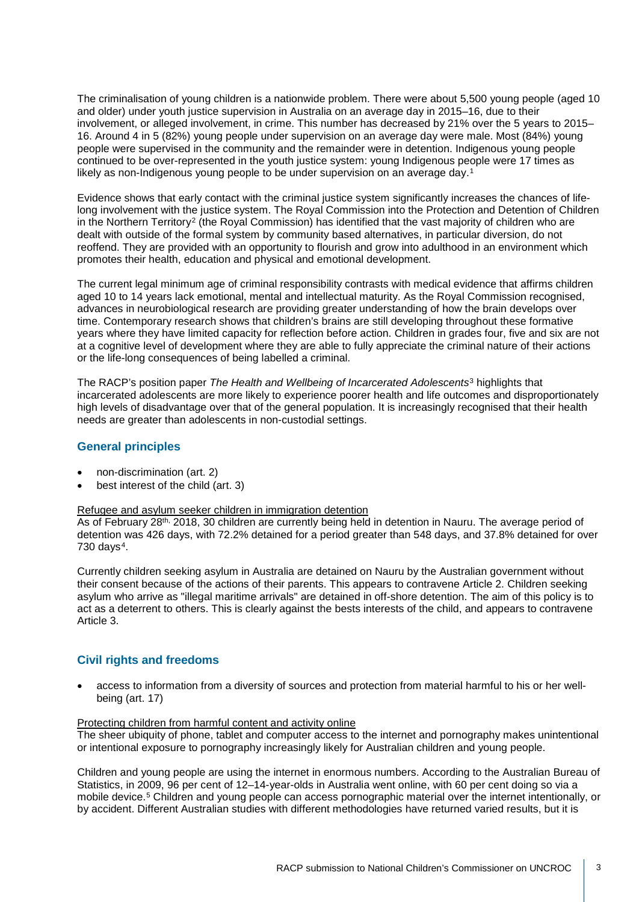The criminalisation of young children is a nationwide problem. There were about 5,500 young people (aged 10 and older) under youth justice supervision in Australia on an average day in 2015–16, due to their involvement, or alleged involvement, in crime. This number has decreased by 21% over the 5 years to 2015–16. Around 4 in 5 (82%) young people under supervision on an average day were male. Most (84%) young people were supervised in the community and the remainder were in detention. Indigenous young people continued to be over-represented in the youth justice system: young Indigenous people were 17 times as likely as non-Indigenous young people to be under supervision on an average day.[1]

Evidence shows that early contact with the criminal justice system significantly increases the chances of life-long involvement with the justice system. The Royal Commission into the Protection and Detention of Children in the Northern Territory[2] (the Royal Commission) has identified that the vast majority of children who are dealt with outside of the formal system by community based alternatives, in particular diversion, do not reoffend. They are provided with an opportunity to flourish and grow into adulthood in an environment which promotes their health, education and physical and emotional development.

The current legal minimum age of criminal responsibility contrasts with medical evidence that affirms children aged 10 to 14 years lack emotional, mental and intellectual maturity. As the Royal Commission recognised, advances in neurobiological research are providing greater understanding of how the brain develops over time. Contemporary research shows that children's brains are still developing throughout these formative years where they have limited capacity for reflection before action. Children in grades four, five and six are not at a cognitive level of development where they are able to fully appreciate the criminal nature of their actions or the life-long consequences of being labelled a criminal.

The RACP's position paper *The Health and Wellbeing of Incarcerated Adolescents*[3] highlights that incarcerated adolescents are more likely to experience poorer health and life outcomes and disproportionately high levels of disadvantage over that of the general population. It is increasingly recognised that their health needs are greater than adolescents in non-custodial settings.

## General principles

- non-discrimination (art. 2)
- best interest of the child (art. 3)

Refugee and asylum seeker children in immigration detention

As of February 28th, 2018, 30 children are currently being held in detention in Nauru. The average period of detention was 426 days, with 72.2% detained for a period greater than 548 days, and 37.8% detained for over 730 days[4].

Currently children seeking asylum in Australia are detained on Nauru by the Australian government without their consent because of the actions of their parents. This appears to contravene Article 2. Children seeking asylum who arrive as "illegal maritime arrivals" are detained in off-shore detention. The aim of this policy is to act as a deterrent to others. This is clearly against the bests interests of the child, and appears to contravene Article 3.

## Civil rights and freedoms

- access to information from a diversity of sources and protection from material harmful to his or her well-being (art. 17)

Protecting children from harmful content and activity online

The sheer ubiquity of phone, tablet and computer access to the internet and pornography makes unintentional or intentional exposure to pornography increasingly likely for Australian children and young people.

Children and young people are using the internet in enormous numbers. According to the Australian Bureau of Statistics, in 2009, 96 per cent of 12–14-year-olds in Australia went online, with 60 per cent doing so via a mobile device.[5] Children and young people can access pornographic material over the internet intentionally, or by accident. Different Australian studies with different methodologies have returned varied results, but it is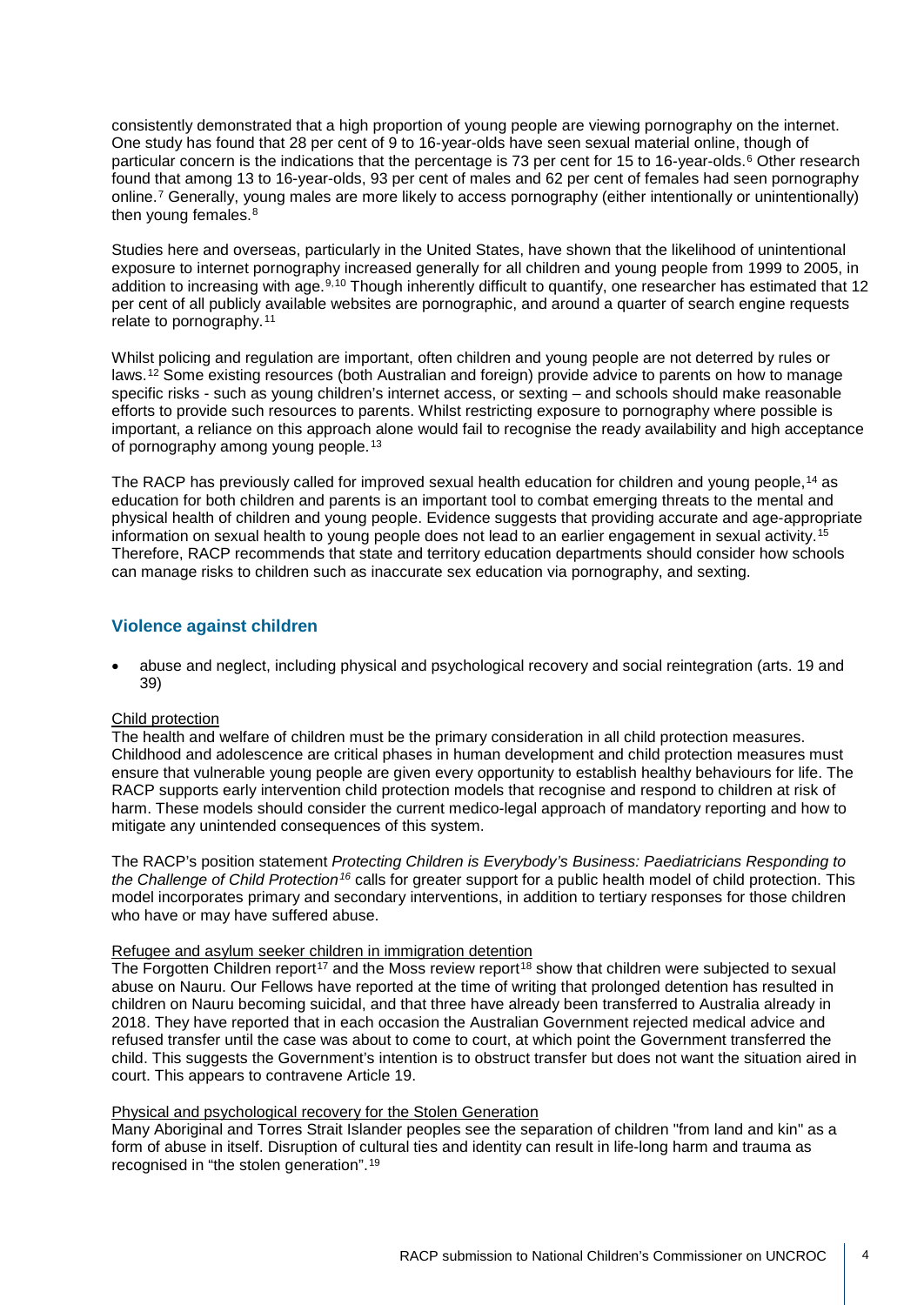consistently demonstrated that a high proportion of young people are viewing pornography on the internet. One study has found that 28 per cent of 9 to 16-year-olds have seen sexual material online, though of particular concern is the indications that the percentage is 73 per cent for 15 to 16-year-olds.[6] Other research found that among 13 to 16-year-olds, 93 per cent of males and 62 per cent of females had seen pornography online.[7] Generally, young males are more likely to access pornography (either intentionally or unintentionally) then young females.[8]

Studies here and overseas, particularly in the United States, have shown that the likelihood of unintentional exposure to internet pornography increased generally for all children and young people from 1999 to 2005, in addition to increasing with age.[9,10] Though inherently difficult to quantify, one researcher has estimated that 12 per cent of all publicly available websites are pornographic, and around a quarter of search engine requests relate to pornography.[11]

Whilst policing and regulation are important, often children and young people are not deterred by rules or laws.[12] Some existing resources (both Australian and foreign) provide advice to parents on how to manage specific risks - such as young children's internet access, or sexting – and schools should make reasonable efforts to provide such resources to parents. Whilst restricting exposure to pornography where possible is important, a reliance on this approach alone would fail to recognise the ready availability and high acceptance of pornography among young people.[13]

The RACP has previously called for improved sexual health education for children and young people,[14] as education for both children and parents is an important tool to combat emerging threats to the mental and physical health of children and young people. Evidence suggests that providing accurate and age-appropriate information on sexual health to young people does not lead to an earlier engagement in sexual activity.[15] Therefore, RACP recommends that state and territory education departments should consider how schools can manage risks to children such as inaccurate sex education via pornography, and sexting.

## Violence against children

- abuse and neglect, including physical and psychological recovery and social reintegration (arts. 19 and 39)

Child protection

The health and welfare of children must be the primary consideration in all child protection measures. Childhood and adolescence are critical phases in human development and child protection measures must ensure that vulnerable young people are given every opportunity to establish healthy behaviours for life. The RACP supports early intervention child protection models that recognise and respond to children at risk of harm. These models should consider the current medico-legal approach of mandatory reporting and how to mitigate any unintended consequences of this system.

The RACP's position statement *Protecting Children is Everybody's Business: Paediatricians Responding to the Challenge of Child Protection*[16] calls for greater support for a public health model of child protection. This model incorporates primary and secondary interventions, in addition to tertiary responses for those children who have or may have suffered abuse.

Refugee and asylum seeker children in immigration detention

The Forgotten Children report[17] and the Moss review report[18] show that children were subjected to sexual abuse on Nauru. Our Fellows have reported at the time of writing that prolonged detention has resulted in children on Nauru becoming suicidal, and that three have already been transferred to Australia already in 2018. They have reported that in each occasion the Australian Government rejected medical advice and refused transfer until the case was about to come to court, at which point the Government transferred the child. This suggests the Government's intention is to obstruct transfer but does not want the situation aired in court. This appears to contravene Article 19.

Physical and psychological recovery for the Stolen Generation

Many Aboriginal and Torres Strait Islander peoples see the separation of children "from land and kin" as a form of abuse in itself. Disruption of cultural ties and identity can result in life-long harm and trauma as recognised in "the stolen generation".[19]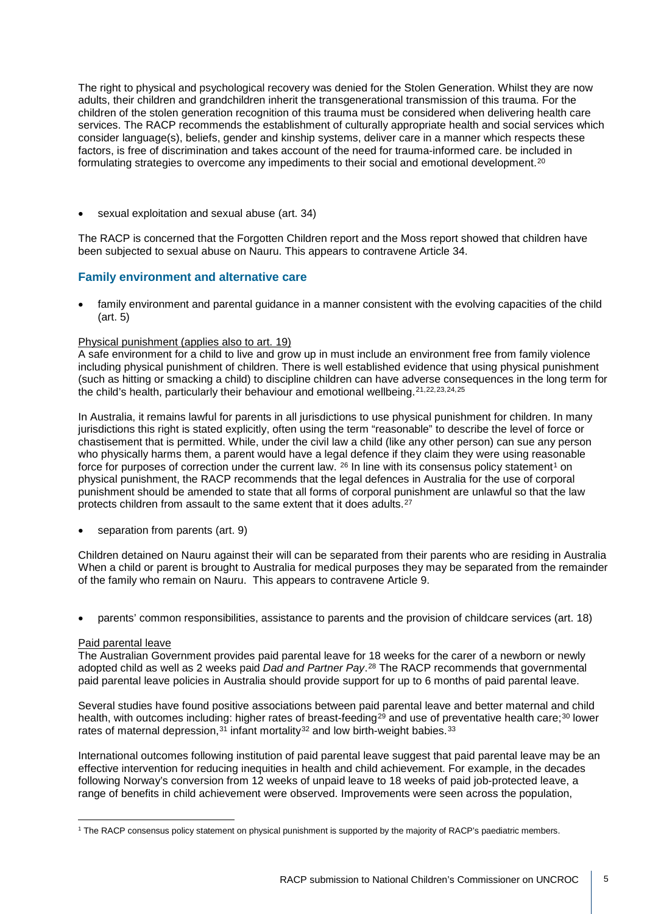The right to physical and psychological recovery was denied for the Stolen Generation. Whilst they are now adults, their children and grandchildren inherit the transgenerational transmission of this trauma. For the children of the stolen generation recognition of this trauma must be considered when delivering health care services. The RACP recommends the establishment of culturally appropriate health and social services which consider language(s), beliefs, gender and kinship systems, deliver care in a manner which respects these factors, is free of discrimination and takes account of the need for trauma-informed care. be included in formulating strategies to overcome any impediments to their social and emotional development.[20]

- sexual exploitation and sexual abuse (art. 34)

The RACP is concerned that the Forgotten Children report and the Moss report showed that children have been subjected to sexual abuse on Nauru. This appears to contravene Article 34.

## Family environment and alternative care

- family environment and parental guidance in a manner consistent with the evolving capacities of the child (art. 5)

Physical punishment (applies also to art. 19)

A safe environment for a child to live and grow up in must include an environment free from family violence including physical punishment of children. There is well established evidence that using physical punishment (such as hitting or smacking a child) to discipline children can have adverse consequences in the long term for the child's health, particularly their behaviour and emotional wellbeing.[21,22,23,24,25]

In Australia, it remains lawful for parents in all jurisdictions to use physical punishment for children. In many jurisdictions this right is stated explicitly, often using the term "reasonable" to describe the level of force or chastisement that is permitted. While, under the civil law a child (like any other person) can sue any person who physically harms them, a parent would have a legal defence if they claim they were using reasonable force for purposes of correction under the current law. [26] In line with its consensus policy statement[1] on physical punishment, the RACP recommends that the legal defences in Australia for the use of corporal punishment should be amended to state that all forms of corporal punishment are unlawful so that the law protects children from assault to the same extent that it does adults.[27]

- separation from parents (art. 9)

Children detained on Nauru against their will can be separated from their parents who are residing in Australia When a child or parent is brought to Australia for medical purposes they may be separated from the remainder of the family who remain on Nauru. This appears to contravene Article 9.

- parents' common responsibilities, assistance to parents and the provision of childcare services (art. 18)

Paid parental leave

The Australian Government provides paid parental leave for 18 weeks for the carer of a newborn or newly adopted child as well as 2 weeks paid *Dad and Partner Pay*.[28] The RACP recommends that governmental paid parental leave policies in Australia should provide support for up to 6 months of paid parental leave.

Several studies have found positive associations between paid parental leave and better maternal and child health, with outcomes including: higher rates of breast-feeding[29] and use of preventative health care;[30] lower rates of maternal depression,[31] infant mortality[32] and low birth-weight babies.[33]

International outcomes following institution of paid parental leave suggest that paid parental leave may be an effective intervention for reducing inequities in health and child achievement. For example, in the decades following Norway's conversion from 12 weeks of unpaid leave to 18 weeks of paid job-protected leave, a range of benefits in child achievement were observed. Improvements were seen across the population,

[1] The RACP consensus policy statement on physical punishment is supported by the majority of RACP's paediatric members.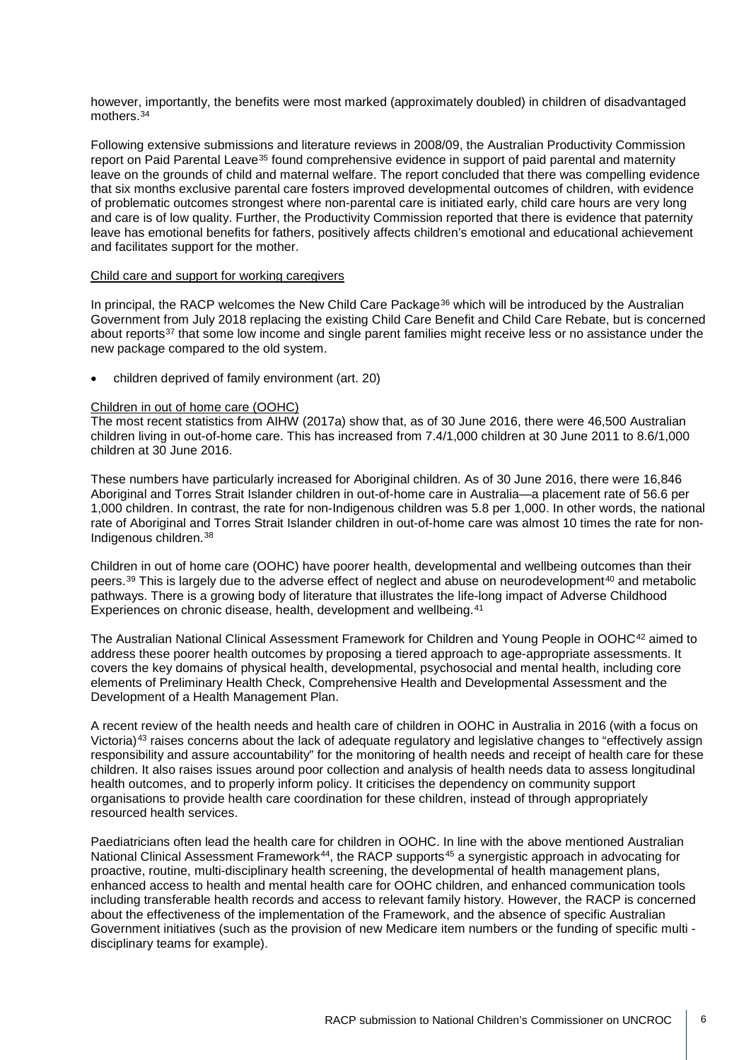however, importantly, the benefits were most marked (approximately doubled) in children of disadvantaged mothers.[34]

Following extensive submissions and literature reviews in 2008/09, the Australian Productivity Commission report on Paid Parental Leave[35] found comprehensive evidence in support of paid parental and maternity leave on the grounds of child and maternal welfare. The report concluded that there was compelling evidence that six months exclusive parental care fosters improved developmental outcomes of children, with evidence of problematic outcomes strongest where non-parental care is initiated early, child care hours are very long and care is of low quality. Further, the Productivity Commission reported that there is evidence that paternity leave has emotional benefits for fathers, positively affects children's emotional and educational achievement and facilitates support for the mother.

<u>Child care and support for working caregivers</u>

In principal, the RACP welcomes the New Child Care Package[36] which will be introduced by the Australian Government from July 2018 replacing the existing Child Care Benefit and Child Care Rebate, but is concerned about reports[37] that some low income and single parent families might receive less or no assistance under the new package compared to the old system.

- children deprived of family environment (art. 20)

<u>Children in out of home care (OOHC)</u>
The most recent statistics from AIHW (2017a) show that, as of 30 June 2016, there were 46,500 Australian children living in out-of-home care. This has increased from 7.4/1,000 children at 30 June 2011 to 8.6/1,000 children at 30 June 2016.

These numbers have particularly increased for Aboriginal children. As of 30 June 2016, there were 16,846 Aboriginal and Torres Strait Islander children in out-of-home care in Australia—a placement rate of 56.6 per 1,000 children. In contrast, the rate for non-Indigenous children was 5.8 per 1,000. In other words, the national rate of Aboriginal and Torres Strait Islander children in out-of-home care was almost 10 times the rate for non-Indigenous children.[38]

Children in out of home care (OOHC) have poorer health, developmental and wellbeing outcomes than their peers.[39] This is largely due to the adverse effect of neglect and abuse on neurodevelopment[40] and metabolic pathways. There is a growing body of literature that illustrates the life-long impact of Adverse Childhood Experiences on chronic disease, health, development and wellbeing.[41]

The Australian National Clinical Assessment Framework for Children and Young People in OOHC[42] aimed to address these poorer health outcomes by proposing a tiered approach to age-appropriate assessments. It covers the key domains of physical health, developmental, psychosocial and mental health, including core elements of Preliminary Health Check, Comprehensive Health and Developmental Assessment and the Development of a Health Management Plan.

A recent review of the health needs and health care of children in OOHC in Australia in 2016 (with a focus on Victoria)[43] raises concerns about the lack of adequate regulatory and legislative changes to "effectively assign responsibility and assure accountability" for the monitoring of health needs and receipt of health care for these children. It also raises issues around poor collection and analysis of health needs data to assess longitudinal health outcomes, and to properly inform policy. It criticises the dependency on community support organisations to provide health care coordination for these children, instead of through appropriately resourced health services.

Paediatricians often lead the health care for children in OOHC. In line with the above mentioned Australian National Clinical Assessment Framework[44], the RACP supports[45] a synergistic approach in advocating for proactive, routine, multi-disciplinary health screening, the developmental of health management plans, enhanced access to health and mental health care for OOHC children, and enhanced communication tools including transferable health records and access to relevant family history. However, the RACP is concerned about the effectiveness of the implementation of the Framework, and the absence of specific Australian Government initiatives (such as the provision of new Medicare item numbers or the funding of specific multi - disciplinary teams for example).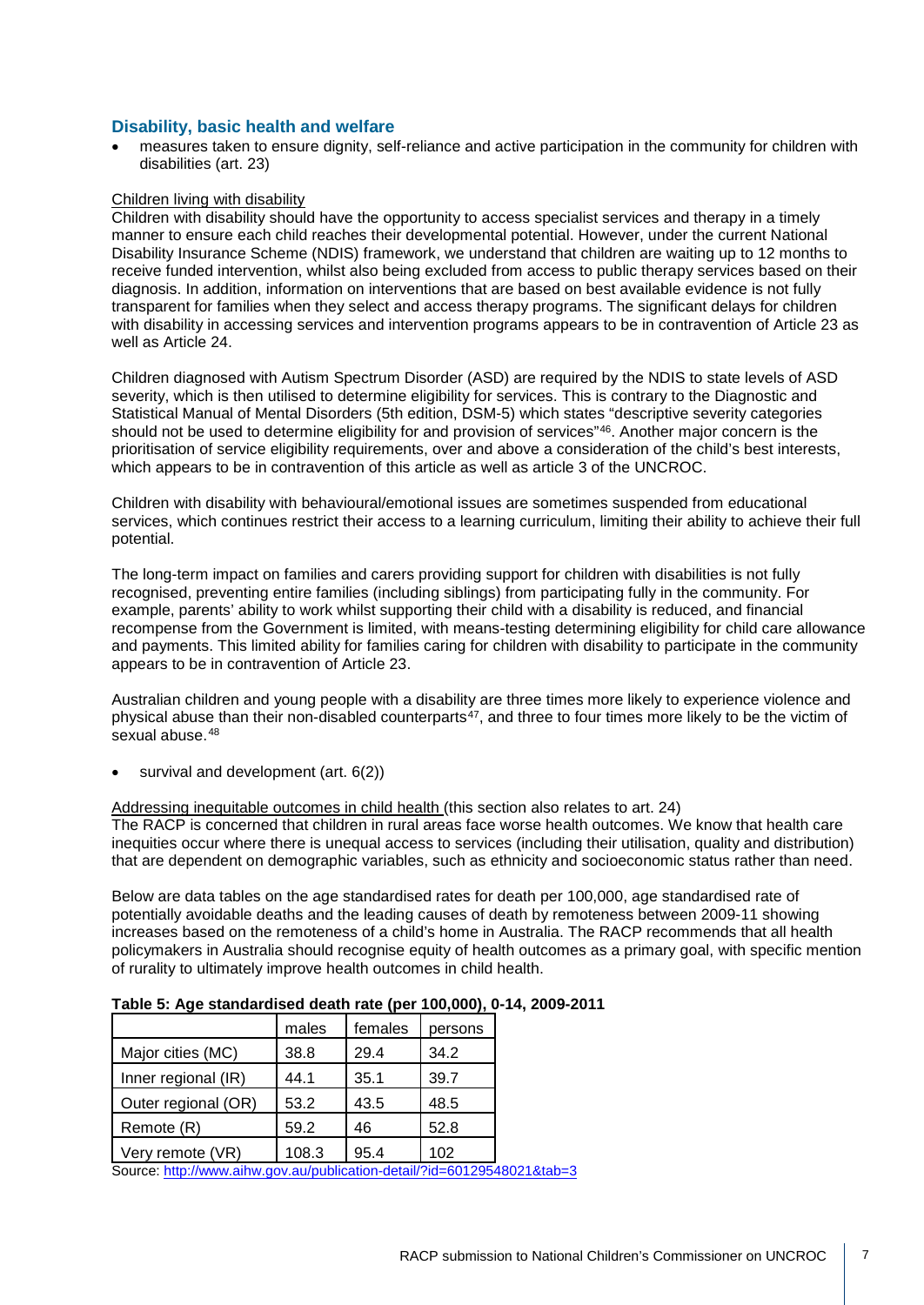## Disability, basic health and welfare

- measures taken to ensure dignity, self-reliance and active participation in the community for children with disabilities (art. 23)

Children living with disability

Children with disability should have the opportunity to access specialist services and therapy in a timely manner to ensure each child reaches their developmental potential. However, under the current National Disability Insurance Scheme (NDIS) framework, we understand that children are waiting up to 12 months to receive funded intervention, whilst also being excluded from access to public therapy services based on their diagnosis. In addition, information on interventions that are based on best available evidence is not fully transparent for families when they select and access therapy programs. The significant delays for children with disability in accessing services and intervention programs appears to be in contravention of Article 23 as well as Article 24.

Children diagnosed with Autism Spectrum Disorder (ASD) are required by the NDIS to state levels of ASD severity, which is then utilised to determine eligibility for services. This is contrary to the Diagnostic and Statistical Manual of Mental Disorders (5th edition, DSM-5) which states "descriptive severity categories should not be used to determine eligibility for and provision of services"[46]. Another major concern is the prioritisation of service eligibility requirements, over and above a consideration of the child's best interests, which appears to be in contravention of this article as well as article 3 of the UNCROC.

Children with disability with behavioural/emotional issues are sometimes suspended from educational services, which continues restrict their access to a learning curriculum, limiting their ability to achieve their full potential.

The long-term impact on families and carers providing support for children with disabilities is not fully recognised, preventing entire families (including siblings) from participating fully in the community. For example, parents' ability to work whilst supporting their child with a disability is reduced, and financial recompense from the Government is limited, with means-testing determining eligibility for child care allowance and payments. This limited ability for families caring for children with disability to participate in the community appears to be in contravention of Article 23.

Australian children and young people with a disability are three times more likely to experience violence and physical abuse than their non-disabled counterparts[47], and three to four times more likely to be the victim of sexual abuse.[48]

- survival and development (art. 6(2))

Addressing inequitable outcomes in child health (this section also relates to art. 24)

The RACP is concerned that children in rural areas face worse health outcomes. We know that health care inequities occur where there is unequal access to services (including their utilisation, quality and distribution) that are dependent on demographic variables, such as ethnicity and socioeconomic status rather than need.

Below are data tables on the age standardised rates for death per 100,000, age standardised rate of potentially avoidable deaths and the leading causes of death by remoteness between 2009-11 showing increases based on the remoteness of a child's home in Australia. The RACP recommends that all health policymakers in Australia should recognise equity of health outcomes as a primary goal, with specific mention of rurality to ultimately improve health outcomes in child health.

**Table 5: Age standardised death rate (per 100,000), 0-14, 2009-2011**

| | males | females | persons |
|---|---|---|---|
| Major cities (MC) | 38.8 | 29.4 | 34.2 |
| Inner regional (IR) | 44.1 | 35.1 | 39.7 |
| Outer regional (OR) | 53.2 | 43.5 | 48.5 |
| Remote (R) | 59.2 | 46 | 52.8 |
| Very remote (VR) | 108.3 | 95.4 | 102 |

Source: http://www.aihw.gov.au/publication-detail/?id=60129548021&tab=3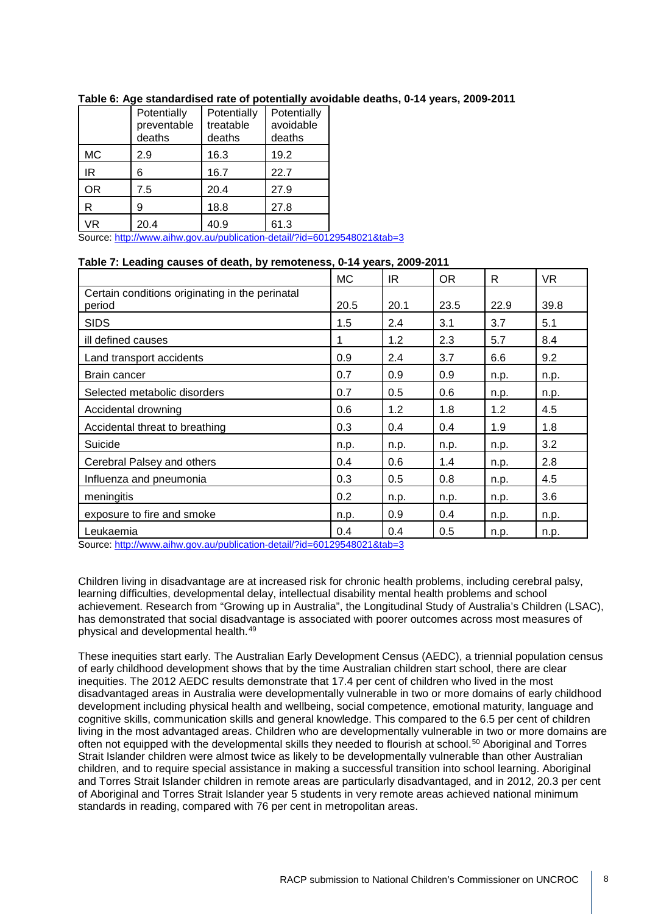**Table 6: Age standardised rate of potentially avoidable deaths, 0-14 years, 2009-2011**

| | Potentially preventable deaths | Potentially treatable deaths | Potentially avoidable deaths |
|---|---|---|---|
| MC | 2.9 | 16.3 | 19.2 |
| IR | 6 | 16.7 | 22.7 |
| OR | 7.5 | 20.4 | 27.9 |
| R | 9 | 18.8 | 27.8 |
| VR | 20.4 | 40.9 | 61.3 |

Source: http://www.aihw.gov.au/publication-detail/?id=60129548021&tab=3

**Table 7: Leading causes of death, by remoteness, 0-14 years, 2009-2011**

| | MC | IR | OR | R | VR |
|---|---|---|---|---|---|
| Certain conditions originating in the perinatal period | 20.5 | 20.1 | 23.5 | 22.9 | 39.8 |
| SIDS | 1.5 | 2.4 | 3.1 | 3.7 | 5.1 |
| ill defined causes | 1 | 1.2 | 2.3 | 5.7 | 8.4 |
| Land transport accidents | 0.9 | 2.4 | 3.7 | 6.6 | 9.2 |
| Brain cancer | 0.7 | 0.9 | 0.9 | n.p. | n.p. |
| Selected metabolic disorders | 0.7 | 0.5 | 0.6 | n.p. | n.p. |
| Accidental drowning | 0.6 | 1.2 | 1.8 | 1.2 | 4.5 |
| Accidental threat to breathing | 0.3 | 0.4 | 0.4 | 1.9 | 1.8 |
| Suicide | n.p. | n.p. | n.p. | n.p. | 3.2 |
| Cerebral Palsey and others | 0.4 | 0.6 | 1.4 | n.p. | 2.8 |
| Influenza and pneumonia | 0.3 | 0.5 | 0.8 | n.p. | 4.5 |
| meningitis | 0.2 | n.p. | n.p. | n.p. | 3.6 |
| exposure to fire and smoke | n.p. | 0.9 | 0.4 | n.p. | n.p. |
| Leukaemia | 0.4 | 0.4 | 0.5 | n.p. | n.p. |

Source: http://www.aihw.gov.au/publication-detail/?id=60129548021&tab=3

Children living in disadvantage are at increased risk for chronic health problems, including cerebral palsy, learning difficulties, developmental delay, intellectual disability mental health problems and school achievement. Research from "Growing up in Australia", the Longitudinal Study of Australia's Children (LSAC), has demonstrated that social disadvantage is associated with poorer outcomes across most measures of physical and developmental health.[49]

These inequities start early. The Australian Early Development Census (AEDC), a triennial population census of early childhood development shows that by the time Australian children start school, there are clear inequities. The 2012 AEDC results demonstrate that 17.4 per cent of children who lived in the most disadvantaged areas in Australia were developmentally vulnerable in two or more domains of early childhood development including physical health and wellbeing, social competence, emotional maturity, language and cognitive skills, communication skills and general knowledge. This compared to the 6.5 per cent of children living in the most advantaged areas. Children who are developmentally vulnerable in two or more domains are often not equipped with the developmental skills they needed to flourish at school.[50] Aboriginal and Torres Strait Islander children were almost twice as likely to be developmentally vulnerable than other Australian children, and to require special assistance in making a successful transition into school learning. Aboriginal and Torres Strait Islander children in remote areas are particularly disadvantaged, and in 2012, 20.3 per cent of Aboriginal and Torres Strait Islander year 5 students in very remote areas achieved national minimum standards in reading, compared with 76 per cent in metropolitan areas.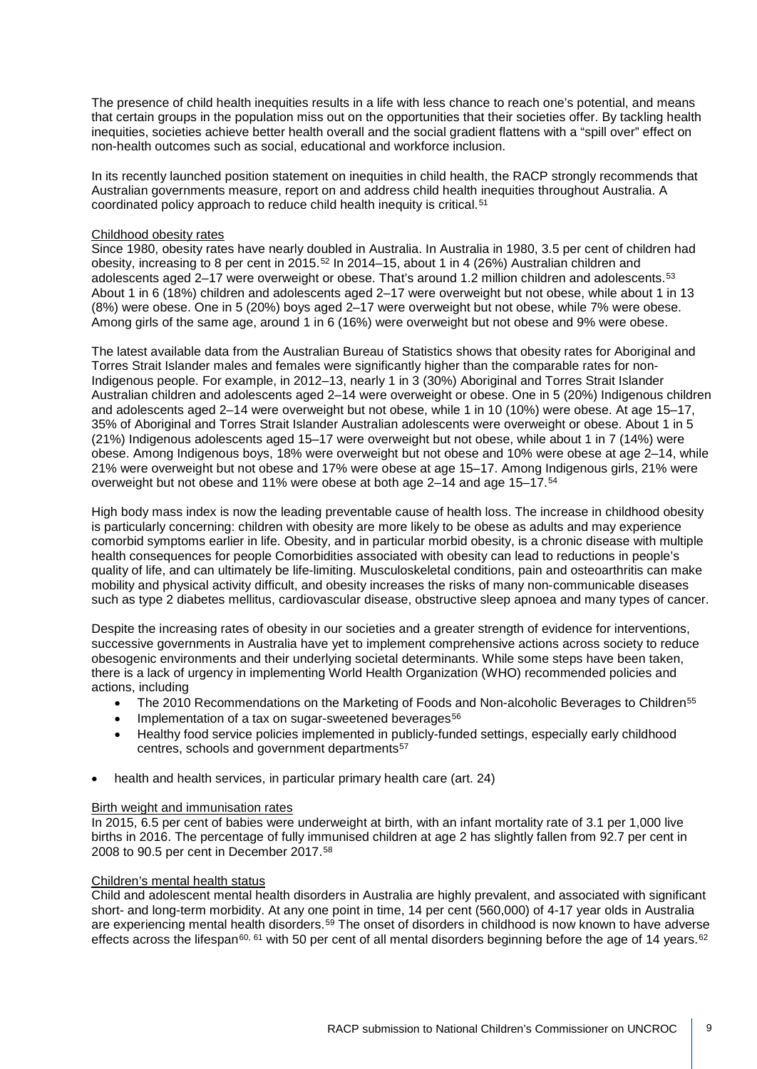The presence of child health inequities results in a life with less chance to reach one's potential, and means that certain groups in the population miss out on the opportunities that their societies offer. By tackling health inequities, societies achieve better health overall and the social gradient flattens with a "spill over" effect on non-health outcomes such as social, educational and workforce inclusion.

In its recently launched position statement on inequities in child health, the RACP strongly recommends that Australian governments measure, report on and address child health inequities throughout Australia. A coordinated policy approach to reduce child health inequity is critical.[51]

Childhood obesity rates

Since 1980, obesity rates have nearly doubled in Australia. In Australia in 1980, 3.5 per cent of children had obesity, increasing to 8 per cent in 2015.[52] In 2014–15, about 1 in 4 (26%) Australian children and adolescents aged 2–17 were overweight or obese. That's around 1.2 million children and adolescents.[53] About 1 in 6 (18%) children and adolescents aged 2–17 were overweight but not obese, while about 1 in 13 (8%) were obese. One in 5 (20%) boys aged 2–17 were overweight but not obese, while 7% were obese. Among girls of the same age, around 1 in 6 (16%) were overweight but not obese and 9% were obese.

The latest available data from the Australian Bureau of Statistics shows that obesity rates for Aboriginal and Torres Strait Islander males and females were significantly higher than the comparable rates for non-Indigenous people. For example, in 2012–13, nearly 1 in 3 (30%) Aboriginal and Torres Strait Islander Australian children and adolescents aged 2–14 were overweight or obese. One in 5 (20%) Indigenous children and adolescents aged 2–14 were overweight but not obese, while 1 in 10 (10%) were obese. At age 15–17, 35% of Aboriginal and Torres Strait Islander Australian adolescents were overweight or obese. About 1 in 5 (21%) Indigenous adolescents aged 15–17 were overweight but not obese, while about 1 in 7 (14%) were obese. Among Indigenous boys, 18% were overweight but not obese and 10% were obese at age 2–14, while 21% were overweight but not obese and 17% were obese at age 15–17. Among Indigenous girls, 21% were overweight but not obese and 11% were obese at both age 2–14 and age 15–17.[54]

High body mass index is now the leading preventable cause of health loss. The increase in childhood obesity is particularly concerning: children with obesity are more likely to be obese as adults and may experience comorbid symptoms earlier in life. Obesity, and in particular morbid obesity, is a chronic disease with multiple health consequences for people Comorbidities associated with obesity can lead to reductions in people's quality of life, and can ultimately be life-limiting. Musculoskeletal conditions, pain and osteoarthritis can make mobility and physical activity difficult, and obesity increases the risks of many non-communicable diseases such as type 2 diabetes mellitus, cardiovascular disease, obstructive sleep apnoea and many types of cancer.

Despite the increasing rates of obesity in our societies and a greater strength of evidence for interventions, successive governments in Australia have yet to implement comprehensive actions across society to reduce obesogenic environments and their underlying societal determinants. While some steps have been taken, there is a lack of urgency in implementing World Health Organization (WHO) recommended policies and actions, including

- The 2010 Recommendations on the Marketing of Foods and Non-alcoholic Beverages to Children[55]
- Implementation of a tax on sugar-sweetened beverages[56]
- Healthy food service policies implemented in publicly-funded settings, especially early childhood centres, schools and government departments[57]

- health and health services, in particular primary health care (art. 24)

Birth weight and immunisation rates

In 2015, 6.5 per cent of babies were underweight at birth, with an infant mortality rate of 3.1 per 1,000 live births in 2016. The percentage of fully immunised children at age 2 has slightly fallen from 92.7 per cent in 2008 to 90.5 per cent in December 2017.[58]

Children's mental health status

Child and adolescent mental health disorders in Australia are highly prevalent, and associated with significant short- and long-term morbidity. At any one point in time, 14 per cent (560,000) of 4-17 year olds in Australia are experiencing mental health disorders.[59] The onset of disorders in childhood is now known to have adverse effects across the lifespan[60, 61] with 50 per cent of all mental disorders beginning before the age of 14 years.[62]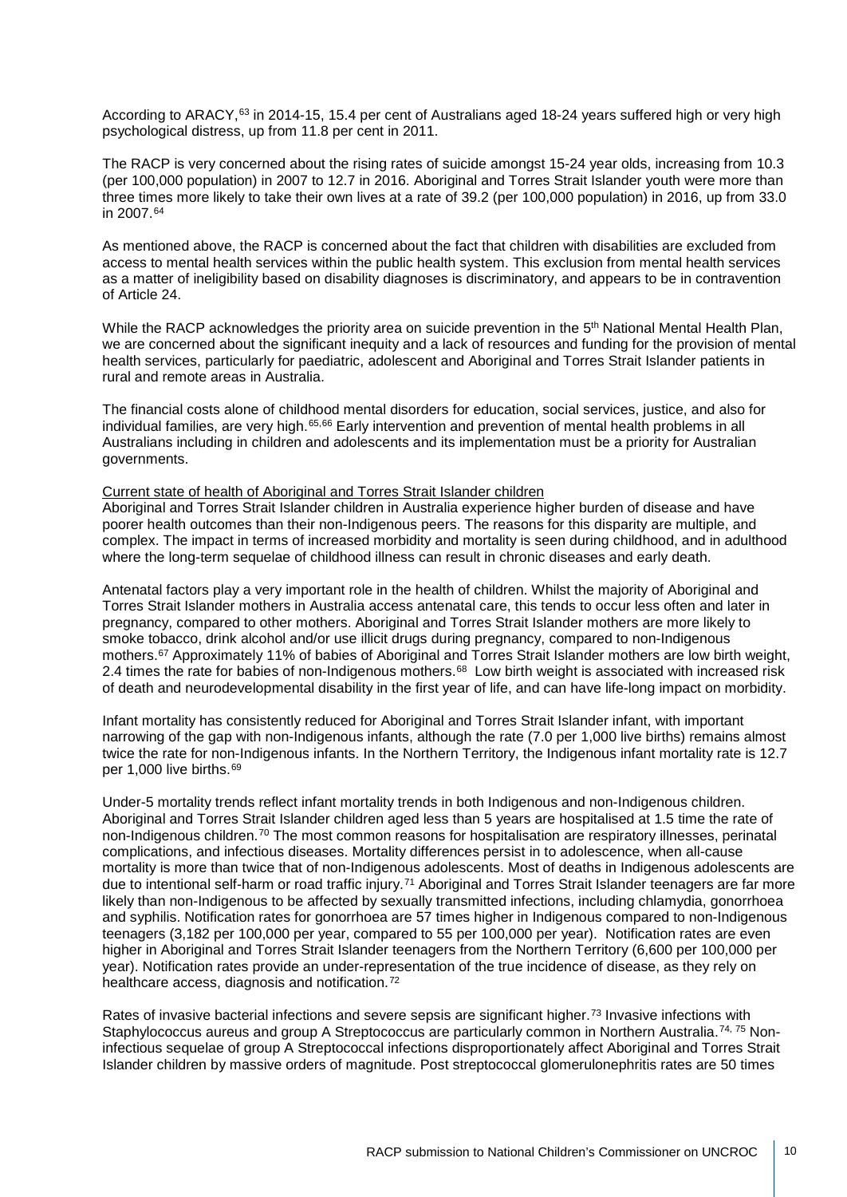According to ARACY,[63] in 2014-15, 15.4 per cent of Australians aged 18-24 years suffered high or very high psychological distress, up from 11.8 per cent in 2011.

The RACP is very concerned about the rising rates of suicide amongst 15-24 year olds, increasing from 10.3 (per 100,000 population) in 2007 to 12.7 in 2016. Aboriginal and Torres Strait Islander youth were more than three times more likely to take their own lives at a rate of 39.2 (per 100,000 population) in 2016, up from 33.0 in 2007.[64]

As mentioned above, the RACP is concerned about the fact that children with disabilities are excluded from access to mental health services within the public health system. This exclusion from mental health services as a matter of ineligibility based on disability diagnoses is discriminatory, and appears to be in contravention of Article 24.

While the RACP acknowledges the priority area on suicide prevention in the 5th National Mental Health Plan, we are concerned about the significant inequity and a lack of resources and funding for the provision of mental health services, particularly for paediatric, adolescent and Aboriginal and Torres Strait Islander patients in rural and remote areas in Australia.

The financial costs alone of childhood mental disorders for education, social services, justice, and also for individual families, are very high.[65,66] Early intervention and prevention of mental health problems in all Australians including in children and adolescents and its implementation must be a priority for Australian governments.

Current state of health of Aboriginal and Torres Strait Islander children

Aboriginal and Torres Strait Islander children in Australia experience higher burden of disease and have poorer health outcomes than their non-Indigenous peers. The reasons for this disparity are multiple, and complex. The impact in terms of increased morbidity and mortality is seen during childhood, and in adulthood where the long-term sequelae of childhood illness can result in chronic diseases and early death.

Antenatal factors play a very important role in the health of children. Whilst the majority of Aboriginal and Torres Strait Islander mothers in Australia access antenatal care, this tends to occur less often and later in pregnancy, compared to other mothers. Aboriginal and Torres Strait Islander mothers are more likely to smoke tobacco, drink alcohol and/or use illicit drugs during pregnancy, compared to non-Indigenous mothers.[67] Approximately 11% of babies of Aboriginal and Torres Strait Islander mothers are low birth weight, 2.4 times the rate for babies of non-Indigenous mothers.[68] Low birth weight is associated with increased risk of death and neurodevelopmental disability in the first year of life, and can have life-long impact on morbidity.

Infant mortality has consistently reduced for Aboriginal and Torres Strait Islander infant, with important narrowing of the gap with non-Indigenous infants, although the rate (7.0 per 1,000 live births) remains almost twice the rate for non-Indigenous infants. In the Northern Territory, the Indigenous infant mortality rate is 12.7 per 1,000 live births.[69]

Under-5 mortality trends reflect infant mortality trends in both Indigenous and non-Indigenous children. Aboriginal and Torres Strait Islander children aged less than 5 years are hospitalised at 1.5 time the rate of non-Indigenous children.[70] The most common reasons for hospitalisation are respiratory illnesses, perinatal complications, and infectious diseases. Mortality differences persist in to adolescence, when all-cause mortality is more than twice that of non-Indigenous adolescents. Most of deaths in Indigenous adolescents are due to intentional self-harm or road traffic injury.[71] Aboriginal and Torres Strait Islander teenagers are far more likely than non-Indigenous to be affected by sexually transmitted infections, including chlamydia, gonorrhoea and syphilis. Notification rates for gonorrhoea are 57 times higher in Indigenous compared to non-Indigenous teenagers (3,182 per 100,000 per year, compared to 55 per 100,000 per year). Notification rates are even higher in Aboriginal and Torres Strait Islander teenagers from the Northern Territory (6,600 per 100,000 per year). Notification rates provide an under-representation of the true incidence of disease, as they rely on healthcare access, diagnosis and notification.[72]

Rates of invasive bacterial infections and severe sepsis are significant higher.[73] Invasive infections with Staphylococcus aureus and group A Streptococcus are particularly common in Northern Australia.[74, 75] Non-infectious sequelae of group A Streptococcal infections disproportionately affect Aboriginal and Torres Strait Islander children by massive orders of magnitude. Post streptococcal glomerulonephritis rates are 50 times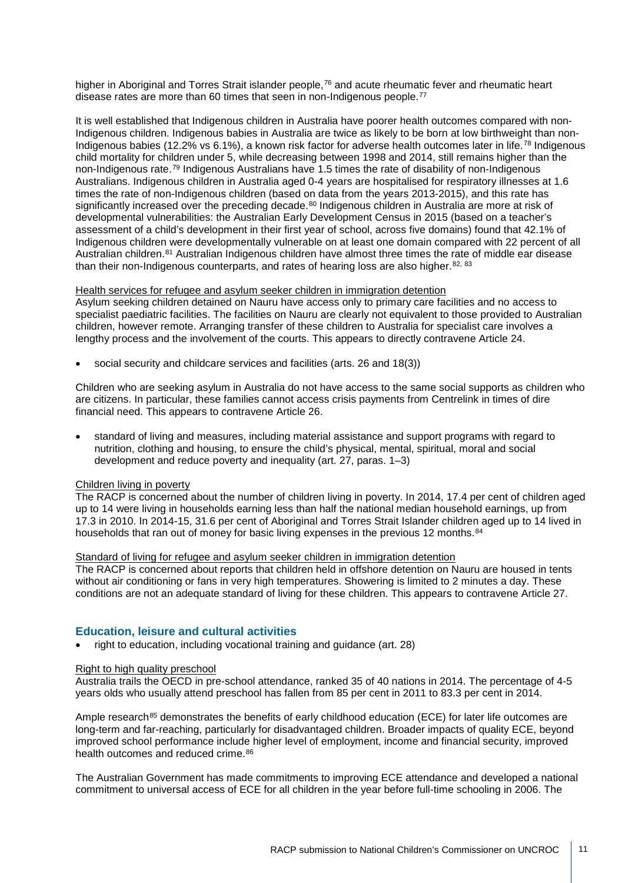higher in Aboriginal and Torres Strait islander people,[76] and acute rheumatic fever and rheumatic heart disease rates are more than 60 times that seen in non-Indigenous people.[77]

It is well established that Indigenous children in Australia have poorer health outcomes compared with non-Indigenous children. Indigenous babies in Australia are twice as likely to be born at low birthweight than non-Indigenous babies (12.2% vs 6.1%), a known risk factor for adverse health outcomes later in life.[78] Indigenous child mortality for children under 5, while decreasing between 1998 and 2014, still remains higher than the non-Indigenous rate.[79] Indigenous Australians have 1.5 times the rate of disability of non-Indigenous Australians. Indigenous children in Australia aged 0-4 years are hospitalised for respiratory illnesses at 1.6 times the rate of non-Indigenous children (based on data from the years 2013-2015), and this rate has significantly increased over the preceding decade.[80] Indigenous children in Australia are more at risk of developmental vulnerabilities: the Australian Early Development Census in 2015 (based on a teacher's assessment of a child's development in their first year of school, across five domains) found that 42.1% of Indigenous children were developmentally vulnerable on at least one domain compared with 22 percent of all Australian children.[81] Australian Indigenous children have almost three times the rate of middle ear disease than their non-Indigenous counterparts, and rates of hearing loss are also higher.[82, 83]

Health services for refugee and asylum seeker children in immigration detention

Asylum seeking children detained on Nauru have access only to primary care facilities and no access to specialist paediatric facilities. The facilities on Nauru are clearly not equivalent to those provided to Australian children, however remote. Arranging transfer of these children to Australia for specialist care involves a lengthy process and the involvement of the courts. This appears to directly contravene Article 24.

- social security and childcare services and facilities (arts. 26 and 18(3))

Children who are seeking asylum in Australia do not have access to the same social supports as children who are citizens. In particular, these families cannot access crisis payments from Centrelink in times of dire financial need. This appears to contravene Article 26.

- standard of living and measures, including material assistance and support programs with regard to nutrition, clothing and housing, to ensure the child's physical, mental, spiritual, moral and social development and reduce poverty and inequality (art. 27, paras. 1–3)

Children living in poverty

The RACP is concerned about the number of children living in poverty. In 2014, 17.4 per cent of children aged up to 14 were living in households earning less than half the national median household earnings, up from 17.3 in 2010. In 2014-15, 31.6 per cent of Aboriginal and Torres Strait Islander children aged up to 14 lived in households that ran out of money for basic living expenses in the previous 12 months.[84]

Standard of living for refugee and asylum seeker children in immigration detention

The RACP is concerned about reports that children held in offshore detention on Nauru are housed in tents without air conditioning or fans in very high temperatures. Showering is limited to 2 minutes a day. These conditions are not an adequate standard of living for these children. This appears to contravene Article 27.

## Education, leisure and cultural activities

- right to education, including vocational training and guidance (art. 28)

Right to high quality preschool

Australia trails the OECD in pre-school attendance, ranked 35 of 40 nations in 2014. The percentage of 4-5 years olds who usually attend preschool has fallen from 85 per cent in 2011 to 83.3 per cent in 2014.

Ample research[85] demonstrates the benefits of early childhood education (ECE) for later life outcomes are long-term and far-reaching, particularly for disadvantaged children. Broader impacts of quality ECE, beyond improved school performance include higher level of employment, income and financial security, improved health outcomes and reduced crime.[86]

The Australian Government has made commitments to improving ECE attendance and developed a national commitment to universal access of ECE for all children in the year before full-time schooling in 2006. The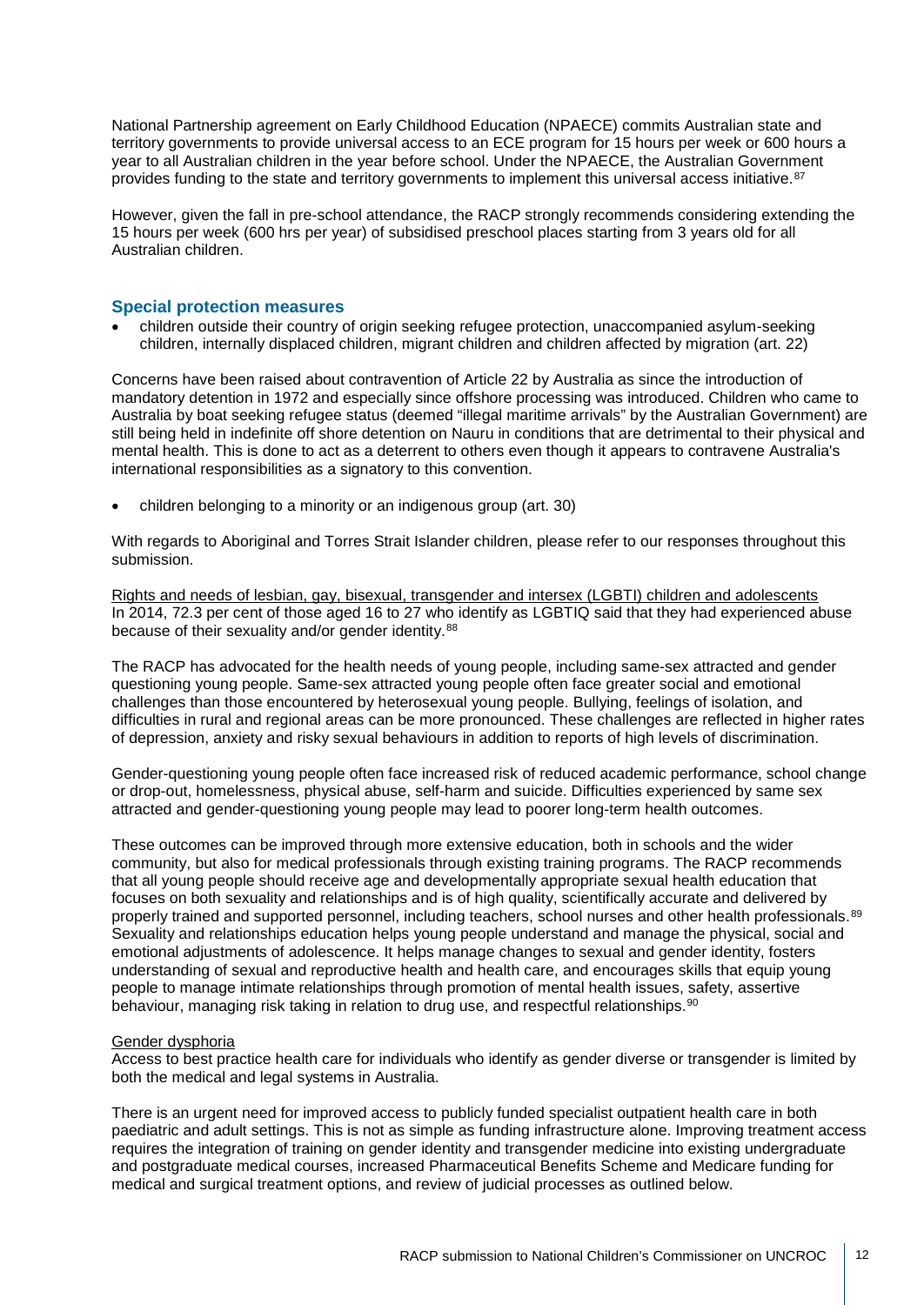National Partnership agreement on Early Childhood Education (NPAECE) commits Australian state and territory governments to provide universal access to an ECE program for 15 hours per week or 600 hours a year to all Australian children in the year before school. Under the NPAECE, the Australian Government provides funding to the state and territory governments to implement this universal access initiative.[87]

However, given the fall in pre-school attendance, the RACP strongly recommends considering extending the 15 hours per week (600 hrs per year) of subsidised preschool places starting from 3 years old for all Australian children.

## Special protection measures

- children outside their country of origin seeking refugee protection, unaccompanied asylum-seeking children, internally displaced children, migrant children and children affected by migration (art. 22)

Concerns have been raised about contravention of Article 22 by Australia as since the introduction of mandatory detention in 1972 and especially since offshore processing was introduced. Children who came to Australia by boat seeking refugee status (deemed "illegal maritime arrivals" by the Australian Government) are still being held in indefinite off shore detention on Nauru in conditions that are detrimental to their physical and mental health. This is done to act as a deterrent to others even though it appears to contravene Australia's international responsibilities as a signatory to this convention.

- children belonging to a minority or an indigenous group (art. 30)

With regards to Aboriginal and Torres Strait Islander children, please refer to our responses throughout this submission.

<u>Rights and needs of lesbian, gay, bisexual, transgender and intersex (LGBTI) children and adolescents</u>
In 2014, 72.3 per cent of those aged 16 to 27 who identify as LGBTIQ said that they had experienced abuse because of their sexuality and/or gender identity.[88]

The RACP has advocated for the health needs of young people, including same-sex attracted and gender questioning young people. Same-sex attracted young people often face greater social and emotional challenges than those encountered by heterosexual young people. Bullying, feelings of isolation, and difficulties in rural and regional areas can be more pronounced. These challenges are reflected in higher rates of depression, anxiety and risky sexual behaviours in addition to reports of high levels of discrimination.

Gender-questioning young people often face increased risk of reduced academic performance, school change or drop-out, homelessness, physical abuse, self-harm and suicide. Difficulties experienced by same sex attracted and gender-questioning young people may lead to poorer long-term health outcomes.

These outcomes can be improved through more extensive education, both in schools and the wider community, but also for medical professionals through existing training programs. The RACP recommends that all young people should receive age and developmentally appropriate sexual health education that focuses on both sexuality and relationships and is of high quality, scientifically accurate and delivered by properly trained and supported personnel, including teachers, school nurses and other health professionals.[89] Sexuality and relationships education helps young people understand and manage the physical, social and emotional adjustments of adolescence. It helps manage changes to sexual and gender identity, fosters understanding of sexual and reproductive health and health care, and encourages skills that equip young people to manage intimate relationships through promotion of mental health issues, safety, assertive behaviour, managing risk taking in relation to drug use, and respectful relationships.[90]

<u>Gender dysphoria</u>
Access to best practice health care for individuals who identify as gender diverse or transgender is limited by both the medical and legal systems in Australia.

There is an urgent need for improved access to publicly funded specialist outpatient health care in both paediatric and adult settings. This is not as simple as funding infrastructure alone. Improving treatment access requires the integration of training on gender identity and transgender medicine into existing undergraduate and postgraduate medical courses, increased Pharmaceutical Benefits Scheme and Medicare funding for medical and surgical treatment options, and review of judicial processes as outlined below.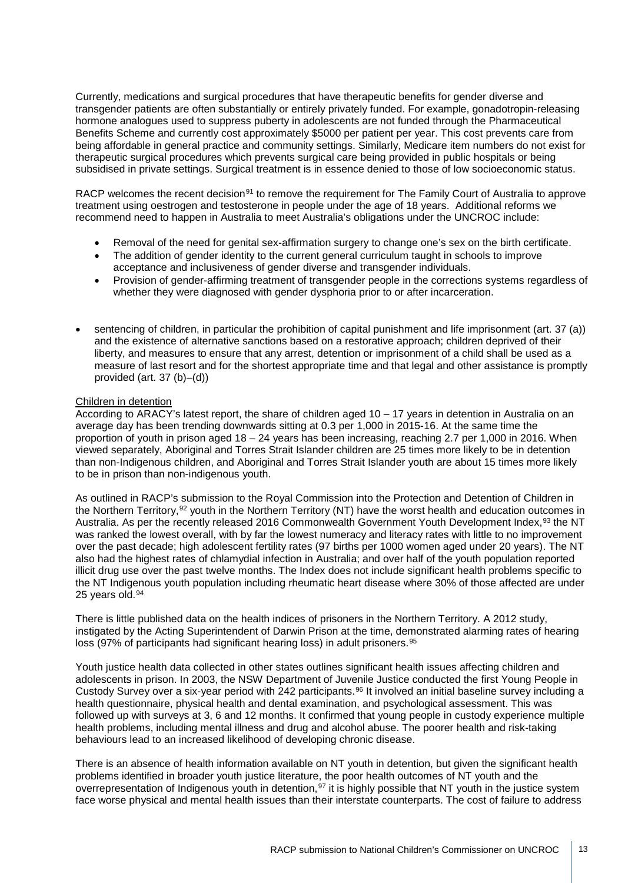Currently, medications and surgical procedures that have therapeutic benefits for gender diverse and transgender patients are often substantially or entirely privately funded. For example, gonadotropin-releasing hormone analogues used to suppress puberty in adolescents are not funded through the Pharmaceutical Benefits Scheme and currently cost approximately $5000 per patient per year. This cost prevents care from being affordable in general practice and community settings. Similarly, Medicare item numbers do not exist for therapeutic surgical procedures which prevents surgical care being provided in public hospitals or being subsidised in private settings. Surgical treatment is in essence denied to those of low socioeconomic status.

RACP welcomes the recent decision[91] to remove the requirement for The Family Court of Australia to approve treatment using oestrogen and testosterone in people under the age of 18 years. Additional reforms we recommend need to happen in Australia to meet Australia's obligations under the UNCROC include:

- Removal of the need for genital sex-affirmation surgery to change one's sex on the birth certificate.
- The addition of gender identity to the current general curriculum taught in schools to improve acceptance and inclusiveness of gender diverse and transgender individuals.
- Provision of gender-affirming treatment of transgender people in the corrections systems regardless of whether they were diagnosed with gender dysphoria prior to or after incarceration.

- sentencing of children, in particular the prohibition of capital punishment and life imprisonment (art. 37 (a)) and the existence of alternative sanctions based on a restorative approach; children deprived of their liberty, and measures to ensure that any arrest, detention or imprisonment of a child shall be used as a measure of last resort and for the shortest appropriate time and that legal and other assistance is promptly provided (art. 37 (b)–(d))

Children in detention

According to ARACY's latest report, the share of children aged 10 – 17 years in detention in Australia on an average day has been trending downwards sitting at 0.3 per 1,000 in 2015-16. At the same time the proportion of youth in prison aged 18 – 24 years has been increasing, reaching 2.7 per 1,000 in 2016. When viewed separately, Aboriginal and Torres Strait Islander children are 25 times more likely to be in detention than non-Indigenous children, and Aboriginal and Torres Strait Islander youth are about 15 times more likely to be in prison than non-indigenous youth.

As outlined in RACP's submission to the Royal Commission into the Protection and Detention of Children in the Northern Territory,[92] youth in the Northern Territory (NT) have the worst health and education outcomes in Australia. As per the recently released 2016 Commonwealth Government Youth Development Index,[93] the NT was ranked the lowest overall, with by far the lowest numeracy and literacy rates with little to no improvement over the past decade; high adolescent fertility rates (97 births per 1000 women aged under 20 years). The NT also had the highest rates of chlamydial infection in Australia; and over half of the youth population reported illicit drug use over the past twelve months. The Index does not include significant health problems specific to the NT Indigenous youth population including rheumatic heart disease where 30% of those affected are under 25 years old.[94]

There is little published data on the health indices of prisoners in the Northern Territory. A 2012 study, instigated by the Acting Superintendent of Darwin Prison at the time, demonstrated alarming rates of hearing loss (97% of participants had significant hearing loss) in adult prisoners.[95]

Youth justice health data collected in other states outlines significant health issues affecting children and adolescents in prison. In 2003, the NSW Department of Juvenile Justice conducted the first Young People in Custody Survey over a six-year period with 242 participants.[96] It involved an initial baseline survey including a health questionnaire, physical health and dental examination, and psychological assessment. This was followed up with surveys at 3, 6 and 12 months. It confirmed that young people in custody experience multiple health problems, including mental illness and drug and alcohol abuse. The poorer health and risk-taking behaviours lead to an increased likelihood of developing chronic disease.

There is an absence of health information available on NT youth in detention, but given the significant health problems identified in broader youth justice literature, the poor health outcomes of NT youth and the overrepresentation of Indigenous youth in detention,[97] it is highly possible that NT youth in the justice system face worse physical and mental health issues than their interstate counterparts. The cost of failure to address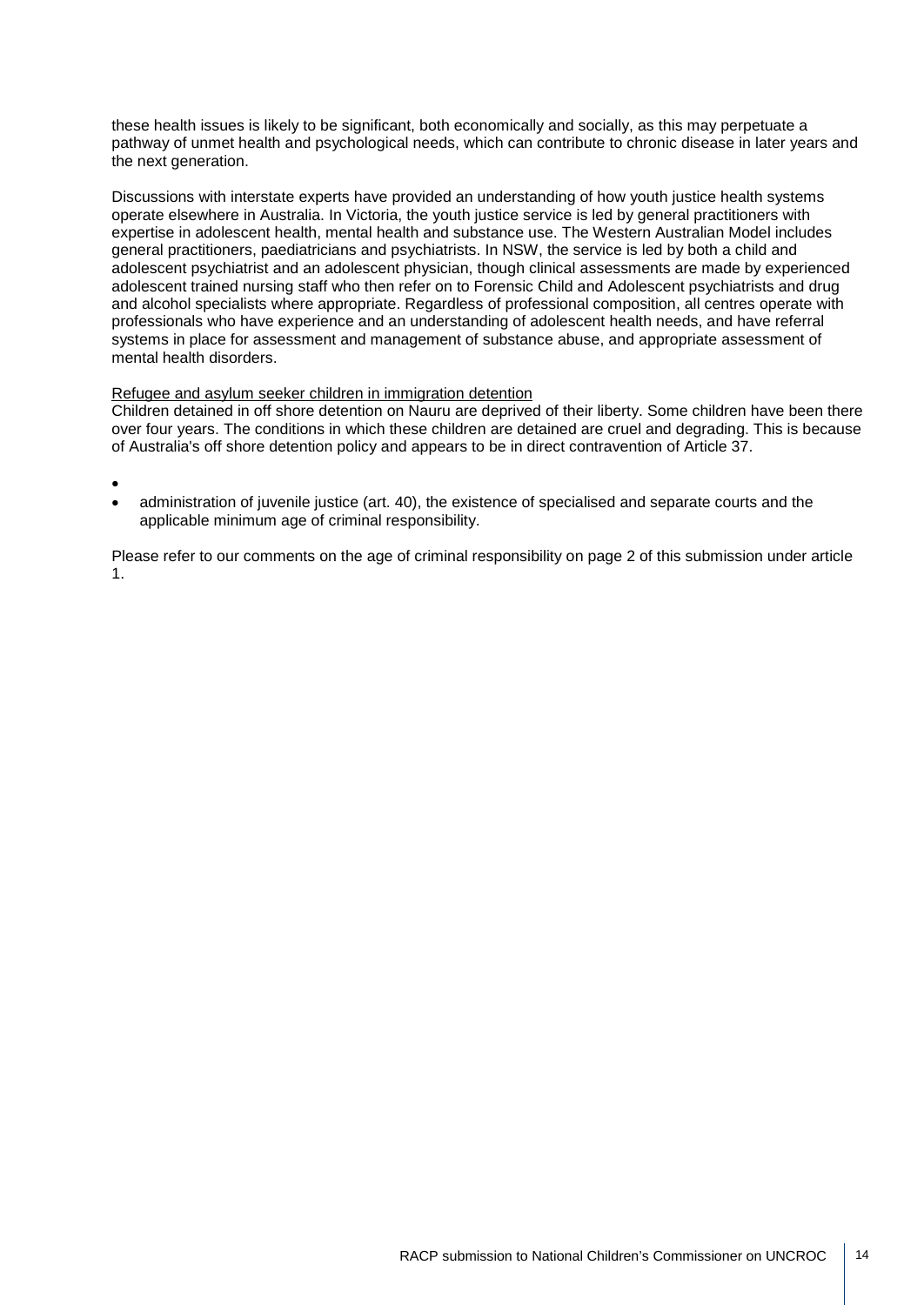these health issues is likely to be significant, both economically and socially, as this may perpetuate a pathway of unmet health and psychological needs, which can contribute to chronic disease in later years and the next generation.

Discussions with interstate experts have provided an understanding of how youth justice health systems operate elsewhere in Australia. In Victoria, the youth justice service is led by general practitioners with expertise in adolescent health, mental health and substance use. The Western Australian Model includes general practitioners, paediatricians and psychiatrists. In NSW, the service is led by both a child and adolescent psychiatrist and an adolescent physician, though clinical assessments are made by experienced adolescent trained nursing staff who then refer on to Forensic Child and Adolescent psychiatrists and drug and alcohol specialists where appropriate. Regardless of professional composition, all centres operate with professionals who have experience and an understanding of adolescent health needs, and have referral systems in place for assessment and management of substance abuse, and appropriate assessment of mental health disorders.

<u>Refugee and asylum seeker children in immigration detention</u>

Children detained in off shore detention on Nauru are deprived of their liberty. Some children have been there over four years. The conditions in which these children are detained are cruel and degrading. This is because of Australia's off shore detention policy and appears to be in direct contravention of Article 37.

- 
- administration of juvenile justice (art. 40), the existence of specialised and separate courts and the applicable minimum age of criminal responsibility.

Please refer to our comments on the age of criminal responsibility on page 2 of this submission under article 1.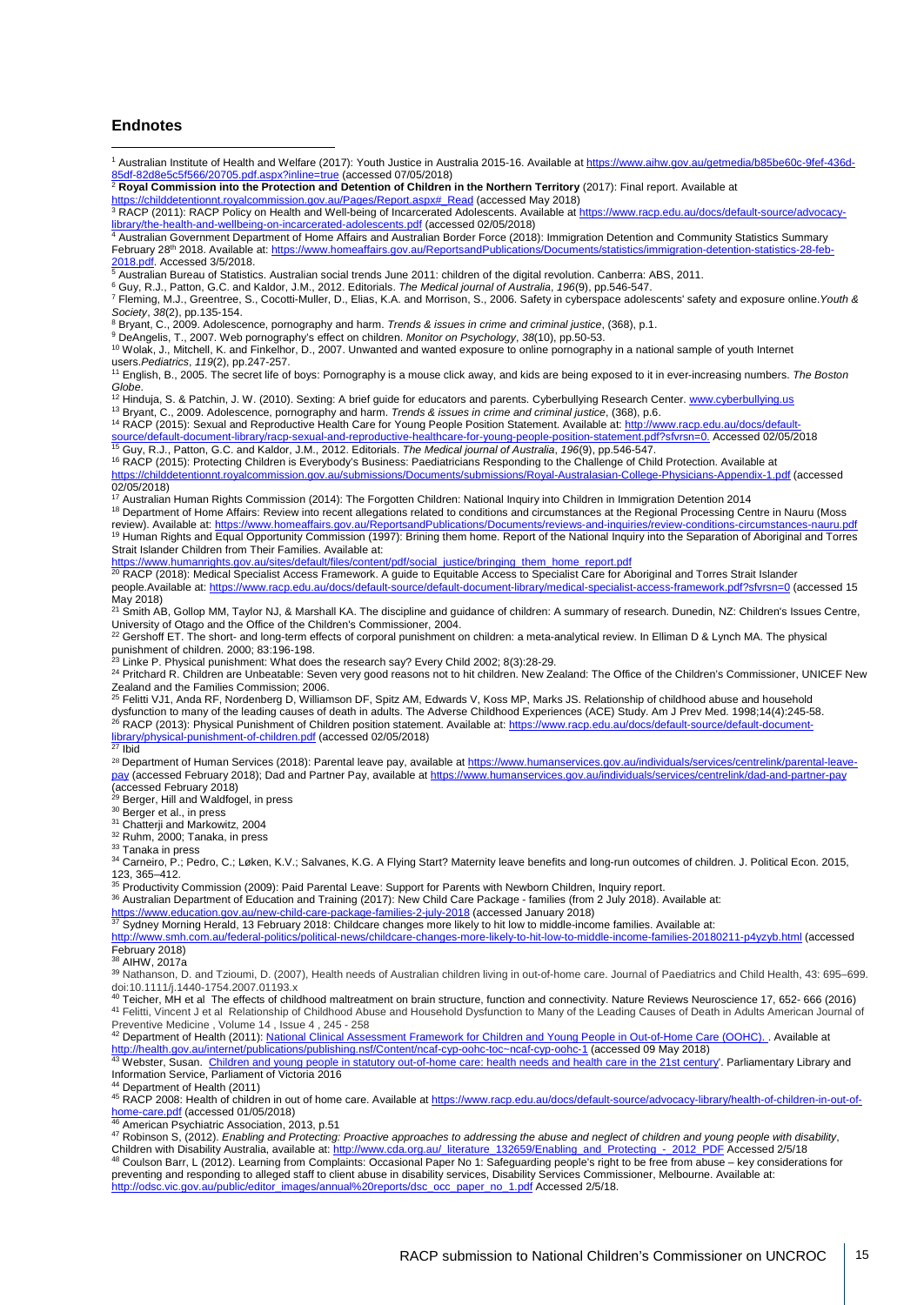## Endnotes

[1] Australian Institute of Health and Welfare (2017): Youth Justice in Australia 2015-16. Available at https://www.aihw.gov.au/getmedia/b85be60c-9fef-436d-85df-82d8e5c5f566/20705.pdf.aspx?inline=true (accessed 07/05/2018)

[2] **Royal Commission into the Protection and Detention of Children in the Northern Territory** (2017): Final report. Available at https://childdetentionnt.royalcommission.gov.au/Pages/Report.aspx#_Read (accessed May 2018)

[3] RACP (2011): RACP Policy on Health and Well-being of Incarcerated Adolescents. Available at https://www.racp.edu.au/docs/default-source/advocacy-library/the-health-and-wellbeing-on-incarcerated-adolescents.pdf (accessed 02/05/2018)

[4] Australian Government Department of Home Affairs and Australian Border Force (2018): Immigration Detention and Community Statistics Summary February 28th 2018. Available at: https://www.homeaffairs.gov.au/ReportsandPublications/Documents/statistics/immigration-detention-statistics-28-feb-2018.pdf. Accessed 3/5/2018.

[5] Australian Bureau of Statistics. Australian social trends June 2011: children of the digital revolution. Canberra: ABS, 2011.

[6] Guy, R.J., Patton, G.C. and Kaldor, J.M., 2012. Editorials. *The Medical journal of Australia*, *196*(9), pp.546-547.

[7] Fleming, M.J., Greentree, S., Cocotti-Muller, D., Elias, K.A. and Morrison, S., 2006. Safety in cyberspace adolescents' safety and exposure online.*Youth & Society*, *38*(2), pp.135-154.

[8] Bryant, C., 2009. Adolescence, pornography and harm. *Trends & issues in crime and criminal justice*, (368), p.1.

[9] DeAngelis, T., 2007. Web pornography's effect on children. *Monitor on Psychology*, *38*(10), pp.50-53.

[10] Wolak, J., Mitchell, K. and Finkelhor, D., 2007. Unwanted and wanted exposure to online pornography in a national sample of youth Internet users.*Pediatrics*, *119*(2), pp.247-257.

[11] English, B., 2005. The secret life of boys: Pornography is a mouse click away, and kids are being exposed to it in ever-increasing numbers. *The Boston Globe*.

[12] Hinduja, S. & Patchin, J. W. (2010). Sexting: A brief guide for educators and parents. Cyberbullying Research Center. www.cyberbullying.us

[13] Bryant, C., 2009. Adolescence, pornography and harm. *Trends & issues in crime and criminal justice*, (368), p.6.

[14] RACP (2015): Sexual and Reproductive Health Care for Young People Position Statement. Available at: http://www.racp.edu.au/docs/default-source/default-document-library/racp-sexual-and-reproductive-healthcare-for-young-people-position-statement.pdf?sfvrsn=0. Accessed 02/05/2018

[15] Guy, R.J., Patton, G.C. and Kaldor, J.M., 2012. Editorials. *The Medical journal of Australia*, *196*(9), pp.546-547.

[16] RACP (2015): Protecting Children is Everybody's Business: Paediatricians Responding to the Challenge of Child Protection. Available at https://childdetentionnt.royalcommission.gov.au/submissions/Documents/submissions/Royal-Australasian-College-Physicians-Appendix-1.pdf (accessed 02/05/2018)

[17] Australian Human Rights Commission (2014): The Forgotten Children: National Inquiry into Children in Immigration Detention 2014

[18] Department of Home Affairs: Review into recent allegations related to conditions and circumstances at the Regional Processing Centre in Nauru (Moss review). Available at: https://www.homeaffairs.gov.au/ReportsandPublications/Documents/reviews-and-inquiries/review-conditions-circumstances-nauru.pdf

[19] Human Rights and Equal Opportunity Commission (1997): Brining them home. Report of the National Inquiry into the Separation of Aboriginal and Torres Strait Islander Children from Their Families. Available at: https://www.humanrights.gov.au/sites/default/files/content/pdf/social_justice/bringing_them_home_report.pdf

[20] RACP (2018): Medical Specialist Access Framework. A guide to Equitable Access to Specialist Care for Aboriginal and Torres Strait Islander people.Available at: https://www.racp.edu.au/docs/default-source/default-document-library/medical-specialist-access-framework.pdf?sfvrsn=0 (accessed 15 May 2018)

[21] Smith AB, Gollop MM, Taylor NJ, & Marshall KA. The discipline and guidance of children: A summary of research. Dunedin, NZ: Children's Issues Centre, University of Otago and the Office of the Children's Commissioner, 2004.

[22] Gershoff ET. The short- and long-term effects of corporal punishment on children: a meta-analytical review. In Elliman D & Lynch MA. The physical punishment of children. 2000; 83:196-198.

[23] Linke P. Physical punishment: What does the research say? Every Child 2002; 8(3):28-29.

[24] Pritchard R. Children are Unbeatable: Seven very good reasons not to hit children. New Zealand: The Office of the Children's Commissioner, UNICEF New Zealand and the Families Commission; 2006.

[25] Felitti VJ1, Anda RF, Nordenberg D, Williamson DF, Spitz AM, Edwards V, Koss MP, Marks JS. Relationship of childhood abuse and household dysfunction to many of the leading causes of death in adults. The Adverse Childhood Experiences (ACE) Study. Am J Prev Med. 1998;14(4):245-58.

[26] RACP (2013): Physical Punishment of Children position statement. Available at: https://www.racp.edu.au/docs/default-source/default-document-library/physical-punishment-of-children.pdf (accessed 02/05/2018)

[27] Ibid

[28] Department of Human Services (2018): Parental leave pay, available at https://www.humanservices.gov.au/individuals/services/centrelink/parental-leave-pay (accessed February 2018); Dad and Partner Pay, available at https://www.humanservices.gov.au/individuals/services/centrelink/dad-and-partner-pay (accessed February 2018)

[29] Berger, Hill and Waldfogel, in press

[30] Berger et al., in press

[31] Chatterji and Markowitz, 2004

[32] Ruhm, 2000; Tanaka, in press

[33] Tanaka in press

[34] Carneiro, P.; Pedro, C.; Løken, K.V.; Salvanes, K.G. A Flying Start? Maternity leave benefits and long-run outcomes of children. J. Political Econ. 2015, 123, 365–412.

[35] Productivity Commission (2009): Paid Parental Leave: Support for Parents with Newborn Children, Inquiry report.

[36] Australian Department of Education and Training (2017): New Child Care Package - families (from 2 July 2018). Available at: https://www.education.gov.au/new-child-care-package-families-2-july-2018 (accessed January 2018)

[37] Sydney Morning Herald, 13 February 2018: Childcare changes more likely to hit low to middle-income families. Available at: http://www.smh.com.au/federal-politics/political-news/childcare-changes-more-likely-to-hit-low-to-middle-income-families-20180211-p4yzyb.html (accessed February 2018)

[38] AIHW, 2017a

[39] Nathanson, D. and Tzioumi, D. (2007), Health needs of Australian children living in out-of-home care. Journal of Paediatrics and Child Health, 43: 695–699. doi:10.1111/j.1440-1754.2007.01193.x

[40] Teicher, MH et al The effects of childhood maltreatment on brain structure, function and connectivity. Nature Reviews Neuroscience 17, 652- 666 (2016)

[41] Felitti, Vincent J et al Relationship of Childhood Abuse and Household Dysfunction to Many of the Leading Causes of Death in Adults American Journal of Preventive Medicine , Volume 14 , Issue 4 , 245 - 258

[42] Department of Health (2011): National Clinical Assessment Framework for Children and Young People in Out-of-Home Care (OOHC). . Available at http://health.gov.au/internet/publications/publishing.nsf/Content/ncaf-cyp-oohc-toc~ncaf-cyp-oohc-1 (accessed 09 May 2018)

[43] Webster, Susan. Children and young people in statutory out-of-home care: health needs and health care in the 21st century'. Parliamentary Library and Information Service, Parliament of Victoria 2016

[44] Department of Health (2011)

[45] RACP 2008: Health of children in out of home care. Available at https://www.racp.edu.au/docs/default-source/advocacy-library/health-of-children-in-out-of-home-care.pdf (accessed 01/05/2018)

[46] American Psychiatric Association, 2013, p.51

[47] Robinson S, (2012). *Enabling and Protecting: Proactive approaches to addressing the abuse and neglect of children and young people with disability*, Children with Disability Australia, available at: http://www.cda.org.au/_literature_132659/Enabling_and_Protecting_-_2012_PDF Accessed 2/5/18

[48] Coulson Barr, L (2012). Learning from Complaints: Occasional Paper No 1: Safeguarding people's right to be free from abuse – key considerations for preventing and responding to alleged staff to client abuse in disability services, Disability Services Commissioner, Melbourne. Available at: http://odsc.vic.gov.au/public/editor_images/annual%20reports/dsc_occ_paper_no_1.pdf Accessed 2/5/18.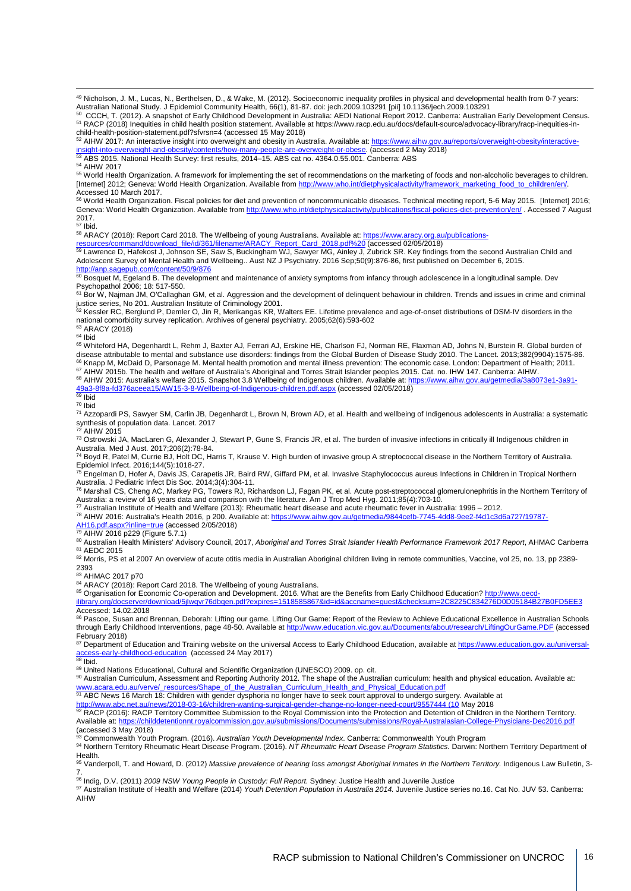[49] Nicholson, J. M., Lucas, N., Berthelsen, D., & Wake, M. (2012). Socioeconomic inequality profiles in physical and developmental health from 0-7 years: Australian National Study. J Epidemiol Community Health, 66(1), 81-87. doi: jech.2009.103291 [pii] 10.1136/jech.2009.103291

[50] CCCH, T. (2012). A snapshot of Early Childhood Development in Australia: AEDI National Report 2012. Canberra: Australian Early Development Census.

[51] RACP (2018) Inequities in child health position statement. Available at https://www.racp.edu.au/docs/default-source/advocacy-library/racp-inequities-in-child-health-position-statement.pdf?sfvrsn=4 (accessed 15 May 2018)

[52] AIHW 2017: An interactive insight into overweight and obesity in Australia. Available at: https://www.aihw.gov.au/reports/overweight-obesity/interactive-insight-into-overweight-and-obesity/contents/how-many-people-are-overweight-or-obese. (accessed 2 May 2018)

[53] ABS 2015. National Health Survey: first results, 2014–15. ABS cat no. 4364.0.55.001. Canberra: ABS

[54] AIHW 2017

[55] World Health Organization. A framework for implementing the set of recommendations on the marketing of foods and non-alcoholic beverages to children. [Internet] 2012; Geneva: World Health Organization. Available from http://www.who.int/dietphysicalactivity/framework_marketing_food_to_children/en/. Accessed 10 March 2017.

[56] World Health Organization. Fiscal policies for diet and prevention of noncommunicable diseases. Technical meeting report, 5-6 May 2015. [Internet] 2016; Geneva: World Health Organization. Available from http://www.who.int/dietphysicalactivity/publications/fiscal-policies-diet-prevention/en/ . Accessed 7 August 2017.

[57] Ibid.

[58] ARACY (2018): Report Card 2018. The Wellbeing of young Australians. Available at: https://www.aracy.org.au/publications-resources/command/download_file/id/361/filename/ARACY_Report_Card_2018.pdf%20 (accessed 02/05/2018)

[59] Lawrence D, Hafekost J, Johnson SE, Saw S, Buckingham WJ, Sawyer MG, Ainley J, Zubrick SR. Key findings from the second Australian Child and Adolescent Survey of Mental Health and Wellbeing.. Aust NZ J Psychiatry. 2016 Sep;50(9):876-86, first published on December 6, 2015. http://anp.sagepub.com/content/50/9/876

[60] Bosquet M, Egeland B. The development and maintenance of anxiety symptoms from infancy through adolescence in a longitudinal sample. Dev Psychopathol 2006; 18: 517-550.

[61] Bor W, Najman JM, O'Callaghan GM, et al. Aggression and the development of delinquent behaviour in children. Trends and issues in crime and criminal justice series, No 201. Australian Institute of Criminology 2001.

[62] Kessler RC, Berglund P, Demler O, Jin R, Merikangas KR, Walters EE. Lifetime prevalence and age-of-onset distributions of DSM-IV disorders in the national comorbidity survey replication. Archives of general psychiatry. 2005;62(6):593-602

[63] ARACY (2018)

[64] Ibid

[65] Whiteford HA, Degenhardt L, Rehm J, Baxter AJ, Ferrari AJ, Erskine HE, Charlson FJ, Norman RE, Flaxman AD, Johns N, Burstein R. Global burden of disease attributable to mental and substance use disorders: findings from the Global Burden of Disease Study 2010. The Lancet. 2013;382(9904):1575-86.

[66] Knapp M, McDaid D, Parsonage M. Mental health promotion and mental illness prevention: The economic case. London: Department of Health; 2011.

[67] AIHW 2015b. The health and welfare of Australia's Aboriginal and Torres Strait Islander peoples 2015. Cat. no. IHW 147. Canberra: AIHW.

[68] AIHW 2015: Australia's welfare 2015. Snapshot 3.8 Wellbeing of Indigenous children. Available at: https://www.aihw.gov.au/getmedia/3a8073e1-3a91-49a3-8f8a-fd376aceea15/AW15-3-8-Wellbeing-of-Indigenous-children.pdf.aspx (accessed 02/05/2018)

[69] Ibid

[70] Ibid

[71] Azzopardi PS, Sawyer SM, Carlin JB, Degenhardt L, Brown N, Brown AD, et al. Health and wellbeing of Indigenous adolescents in Australia: a systematic synthesis of population data. Lancet. 2017

[72] AIHW 2015

[73] Ostrowski JA, MacLaren G, Alexander J, Stewart P, Gune S, Francis JR, et al. The burden of invasive infections in critically ill Indigenous children in Australia. Med J Aust. 2017;206(2):78-84.

[74] Boyd R, Patel M, Currie BJ, Holt DC, Harris T, Krause V. High burden of invasive group A streptococcal disease in the Northern Territory of Australia. Epidemiol Infect. 2016;144(5):1018-27.

[75] Engelman D, Hofer A, Davis JS, Carapetis JR, Baird RW, Giffard PM, et al. Invasive Staphylococcus aureus Infections in Children in Tropical Northern Australia. J Pediatric Infect Dis Soc. 2014;3(4):304-11.

[76] Marshall CS, Cheng AC, Markey PG, Towers RJ, Richardson LJ, Fagan PK, et al. Acute post-streptococcal glomerulonephritis in the Northern Territory of Australia: a review of 16 years data and comparison with the literature. Am J Trop Med Hyg. 2011;85(4):703-10.

[77] Australian Institute of Health and Welfare (2013): Rheumatic heart disease and acute rheumatic fever in Australia: 1996 – 2012.

[78] AIHW 2016: Australia's Health 2016, p 200. Available at: https://www.aihw.gov.au/getmedia/9844cefb-7745-4dd8-9ee2-f4d1c3d6a727/19787-AH16.pdf.aspx?inline=true (accessed 2/05/2018)

[79] AIHW 2016 p229 (Figure 5.7.1)

[80] Australian Health Ministers' Advisory Council, 2017, *Aboriginal and Torres Strait Islander Health Performance Framework 2017 Report*, AHMAC Canberra

[81] AEDC 2015

[82] Morris, PS et al 2007 An overview of acute otitis media in Australian Aboriginal children living in remote communities, Vaccine, vol 25, no. 13, pp 2389-2393

[83] AHMAC 2017 p70

[84] ARACY (2018): Report Card 2018. The Wellbeing of young Australians.

[85] Organisation for Economic Co-operation and Development. 2016. What are the Benefits from Early Childhood Education? http://www.oecd-ilibrary.org/docserver/download/5jlwqvr76dbqen.pdf?expires=1518585867&id=id&accname=guest&checksum=2C8225C834276D0D05184B27B0FD5EE3 Accessed: 14.02.2018

[86] Pascoe, Susan and Brennan, Deborah: Lifting our game. Lifting Our Game: Report of the Review to Achieve Educational Excellence in Australian Schools through Early Childhood Interventions, page 48-50. Available at http://www.education.vic.gov.au/Documents/about/research/LiftingOurGame.PDF (accessed February 2018)

[87] Department of Education and Training website on the universal Access to Early Childhood Education, available at https://www.education.gov.au/universal-access-early-childhood-education (accessed 24 May 2017)

[88] Ibid.

[89] United Nations Educational, Cultural and Scientific Organization (UNESCO) 2009. op. cit.

[90] Australian Curriculum, Assessment and Reporting Authority 2012. The shape of the Australian curriculum: health and physical education. Available at: www.acara.edu.au/verve/_resources/Shape_of_the_Australian_Curriculum_Health_and_Physical_Education.pdf

[91] ABC News 16 March 18: Children with gender dysphoria no longer have to seek court approval to undergo surgery. Available at http://www.abc.net.au/news/2018-03-16/children-wanting-surgical-gender-change-no-longer-need-court/9557444 (10 May 2018

[92] RACP (2016): RACP Territory Committee Submission to the Royal Commission into the Protection and Detention of Children in the Northern Territory. Available at: https://childdetentionnt.royalcommission.gov.au/submissions/Documents/submissions/Royal-Australasian-College-Physicians-Dec2016.pdf (accessed 3 May 2018)

[93] Commonwealth Youth Program. (2016). *Australian Youth Developmental Index.* Canberra: Commonwealth Youth Program

[94] Northern Territory Rheumatic Heart Disease Program. (2016). *NT Rheumatic Heart Disease Program Statistics.* Darwin: Northern Territory Department of Health.

[95] Vanderpoll, T. and Howard, D. (2012) *Massive prevalence of hearing loss amongst Aboriginal inmates in the Northern Territory.* Indigenous Law Bulletin, 3-7.

[96] Indig, D.V. (2011) *2009 NSW Young People in Custody: Full Report.* Sydney: Justice Health and Juvenile Justice

[97] Australian Institute of Health and Welfare (2014) *Youth Detention Population in Australia 2014.* Juvenile Justice series no.16. Cat No. JUV 53. Canberra: AIHW